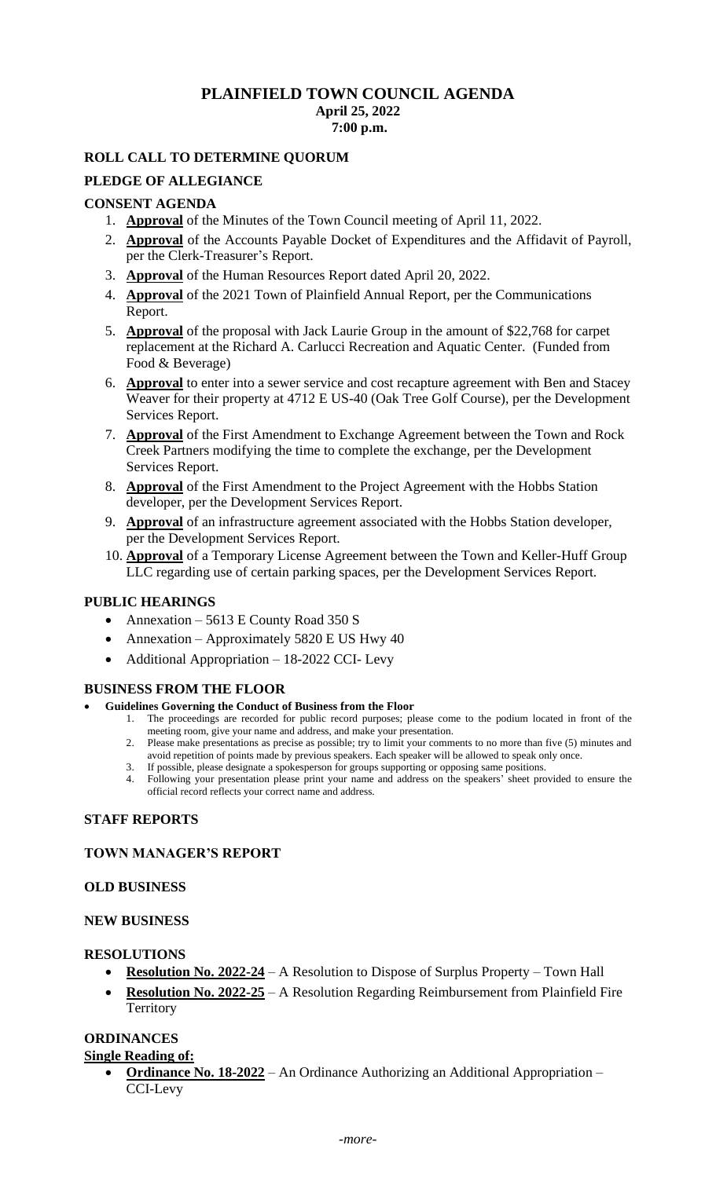# PLAINFIELD TOWN COUNCIL AGENDA

**April 25, 2022**
**7:00 p.m.**

## ROLL CALL TO DETERMINE QUORUM

## PLEDGE OF ALLEGIANCE

## CONSENT AGENDA

1. **Approval** of the Minutes of the Town Council meeting of April 11, 2022.
2. **Approval** of the Accounts Payable Docket of Expenditures and the Affidavit of Payroll, per the Clerk-Treasurer's Report.
3. **Approval** of the Human Resources Report dated April 20, 2022.
4. **Approval** of the 2021 Town of Plainfield Annual Report, per the Communications Report.
5. **Approval** of the proposal with Jack Laurie Group in the amount of $22,768 for carpet replacement at the Richard A. Carlucci Recreation and Aquatic Center. (Funded from Food & Beverage)
6. **Approval** to enter into a sewer service and cost recapture agreement with Ben and Stacey Weaver for their property at 4712 E US-40 (Oak Tree Golf Course), per the Development Services Report.
7. **Approval** of the First Amendment to Exchange Agreement between the Town and Rock Creek Partners modifying the time to complete the exchange, per the Development Services Report.
8. **Approval** of the First Amendment to the Project Agreement with the Hobbs Station developer, per the Development Services Report.
9. **Approval** of an infrastructure agreement associated with the Hobbs Station developer, per the Development Services Report.
10. **Approval** of a Temporary License Agreement between the Town and Keller-Huff Group LLC regarding use of certain parking spaces, per the Development Services Report.

## PUBLIC HEARINGS

- Annexation – 5613 E County Road 350 S
- Annexation – Approximately 5820 E US Hwy 40
- Additional Appropriation – 18-2022 CCI- Levy

## BUSINESS FROM THE FLOOR

- **Guidelines Governing the Conduct of Business from the Floor**
  1. The proceedings are recorded for public record purposes; please come to the podium located in front of the meeting room, give your name and address, and make your presentation.
  2. Please make presentations as precise as possible; try to limit your comments to no more than five (5) minutes and avoid repetition of points made by previous speakers. Each speaker will be allowed to speak only once.
  3. If possible, please designate a spokesperson for groups supporting or opposing same positions.
  4. Following your presentation please print your name and address on the speakers' sheet provided to ensure the official record reflects your correct name and address.

## STAFF REPORTS

## TOWN MANAGER'S REPORT

## OLD BUSINESS

## NEW BUSINESS

## RESOLUTIONS

- **Resolution No. 2022-24** – A Resolution to Dispose of Surplus Property – Town Hall
- **Resolution No. 2022-25** – A Resolution Regarding Reimbursement from Plainfield Fire Territory

## ORDINANCES

**Single Reading of:**

- **Ordinance No. 18-2022** – An Ordinance Authorizing an Additional Appropriation – CCI-Levy

*-more-*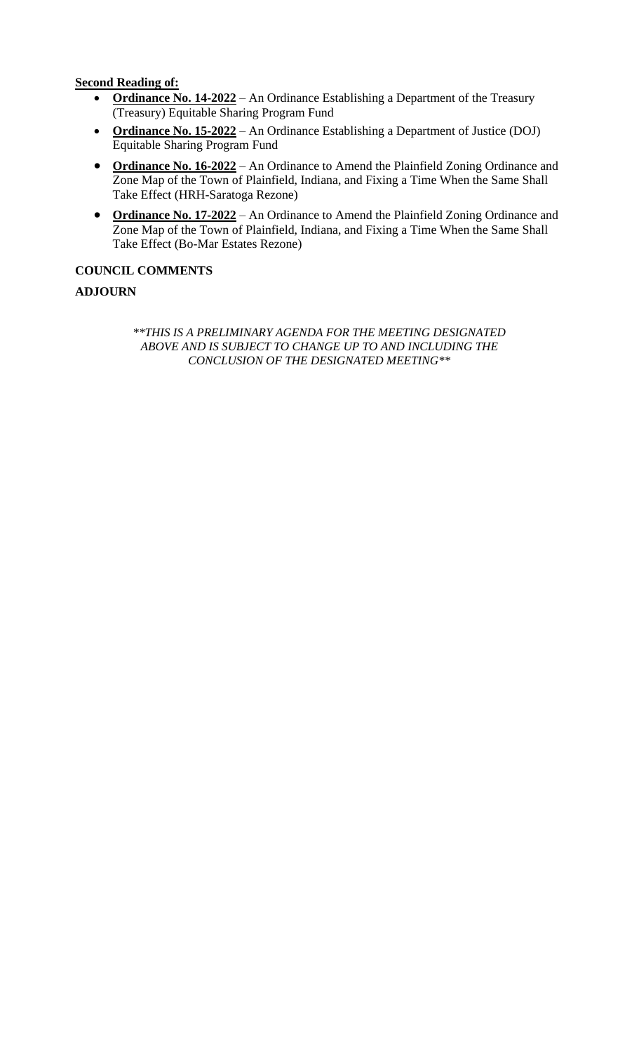**Second Reading of:**

- **Ordinance No. 14-2022** – An Ordinance Establishing a Department of the Treasury (Treasury) Equitable Sharing Program Fund
- **Ordinance No. 15-2022** – An Ordinance Establishing a Department of Justice (DOJ) Equitable Sharing Program Fund
- **Ordinance No. 16-2022** – An Ordinance to Amend the Plainfield Zoning Ordinance and Zone Map of the Town of Plainfield, Indiana, and Fixing a Time When the Same Shall Take Effect (HRH-Saratoga Rezone)
- **Ordinance No. 17-2022** – An Ordinance to Amend the Plainfield Zoning Ordinance and Zone Map of the Town of Plainfield, Indiana, and Fixing a Time When the Same Shall Take Effect (Bo-Mar Estates Rezone)

**COUNCIL COMMENTS**

**ADJOURN**

*\*\*THIS IS A PRELIMINARY AGENDA FOR THE MEETING DESIGNATED ABOVE AND IS SUBJECT TO CHANGE UP TO AND INCLUDING THE CONCLUSION OF THE DESIGNATED MEETING\*\**